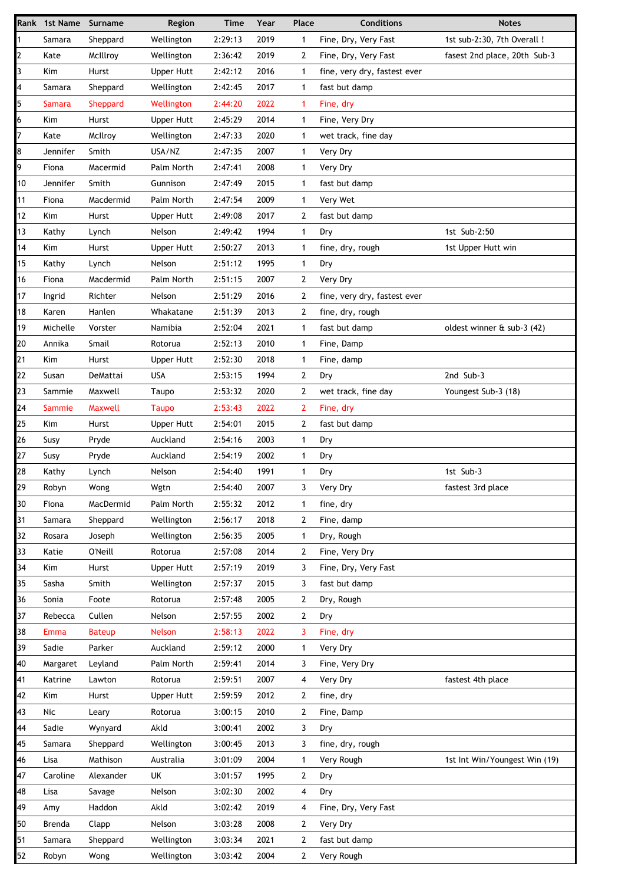| Rank | 1st Name | Surname | Region | Time | Year | Place | Conditions | Notes |
|---|---|---|---|---|---|---|---|---|
| 1 | Samara | Sheppard | Wellington | 2:29:13 | 2019 | 1 | Fine, Dry, Very Fast | 1st sub-2:30, 7th Overall ! |
| 2 | Kate | McIllroy | Wellington | 2:36:42 | 2019 | 2 | Fine, Dry, Very Fast | fasest 2nd place, 20th Sub-3 |
| 3 | Kim | Hurst | Upper Hutt | 2:42:12 | 2016 | 1 | fine, very dry, fastest ever | |
| 4 | Samara | Sheppard | Wellington | 2:42:45 | 2017 | 1 | fast but damp | |
| 5 | Samara | Sheppard | Wellington | 2:44:20 | 2022 | 1 | Fine, dry | |
| 6 | Kim | Hurst | Upper Hutt | 2:45:29 | 2014 | 1 | Fine, Very Dry | |
| 7 | Kate | McIlroy | Wellington | 2:47:33 | 2020 | 1 | wet track, fine day | |
| 8 | Jennifer | Smith | USA/NZ | 2:47:35 | 2007 | 1 | Very Dry | |
| 9 | Fiona | Macermid | Palm North | 2:47:41 | 2008 | 1 | Very Dry | |
| 10 | Jennifer | Smith | Gunnison | 2:47:49 | 2015 | 1 | fast but damp | |
| 11 | Fiona | Macdermid | Palm North | 2:47:54 | 2009 | 1 | Very Wet | |
| 12 | Kim | Hurst | Upper Hutt | 2:49:08 | 2017 | 2 | fast but damp | |
| 13 | Kathy | Lynch | Nelson | 2:49:42 | 1994 | 1 | Dry | 1st Sub-2:50 |
| 14 | Kim | Hurst | Upper Hutt | 2:50:27 | 2013 | 1 | fine, dry, rough | 1st Upper Hutt win |
| 15 | Kathy | Lynch | Nelson | 2:51:12 | 1995 | 1 | Dry | |
| 16 | Fiona | Macdermid | Palm North | 2:51:15 | 2007 | 2 | Very Dry | |
| 17 | Ingrid | Richter | Nelson | 2:51:29 | 2016 | 2 | fine, very dry, fastest ever | |
| 18 | Karen | Hanlen | Whakatane | 2:51:39 | 2013 | 2 | fine, dry, rough | |
| 19 | Michelle | Vorster | Namibia | 2:52:04 | 2021 | 1 | fast but damp | oldest winner & sub-3 (42) |
| 20 | Annika | Smail | Rotorua | 2:52:13 | 2010 | 1 | Fine, Damp | |
| 21 | Kim | Hurst | Upper Hutt | 2:52:30 | 2018 | 1 | Fine, damp | |
| 22 | Susan | DeMattai | USA | 2:53:15 | 1994 | 2 | Dry | 2nd Sub-3 |
| 23 | Sammie | Maxwell | Taupo | 2:53:32 | 2020 | 2 | wet track, fine day | Youngest Sub-3 (18) |
| 24 | Sammie | Maxwell | Taupo | 2:53:43 | 2022 | 2 | Fine, dry | |
| 25 | Kim | Hurst | Upper Hutt | 2:54:01 | 2015 | 2 | fast but damp | |
| 26 | Susy | Pryde | Auckland | 2:54:16 | 2003 | 1 | Dry | |
| 27 | Susy | Pryde | Auckland | 2:54:19 | 2002 | 1 | Dry | |
| 28 | Kathy | Lynch | Nelson | 2:54:40 | 1991 | 1 | Dry | 1st Sub-3 |
| 29 | Robyn | Wong | Wgtn | 2:54:40 | 2007 | 3 | Very Dry | fastest 3rd place |
| 30 | Fiona | MacDermid | Palm North | 2:55:32 | 2012 | 1 | fine, dry | |
| 31 | Samara | Sheppard | Wellington | 2:56:17 | 2018 | 2 | Fine, damp | |
| 32 | Rosara | Joseph | Wellington | 2:56:35 | 2005 | 1 | Dry, Rough | |
| 33 | Katie | O'Neill | Rotorua | 2:57:08 | 2014 | 2 | Fine, Very Dry | |
| 34 | Kim | Hurst | Upper Hutt | 2:57:19 | 2019 | 3 | Fine, Dry, Very Fast | |
| 35 | Sasha | Smith | Wellington | 2:57:37 | 2015 | 3 | fast but damp | |
| 36 | Sonia | Foote | Rotorua | 2:57:48 | 2005 | 2 | Dry, Rough | |
| 37 | Rebecca | Cullen | Nelson | 2:57:55 | 2002 | 2 | Dry | |
| 38 | Emma | Bateup | Nelson | 2:58:13 | 2022 | 3 | Fine, dry | |
| 39 | Sadie | Parker | Auckland | 2:59:12 | 2000 | 1 | Very Dry | |
| 40 | Margaret | Leyland | Palm North | 2:59:41 | 2014 | 3 | Fine, Very Dry | |
| 41 | Katrine | Lawton | Rotorua | 2:59:51 | 2007 | 4 | Very Dry | fastest 4th place |
| 42 | Kim | Hurst | Upper Hutt | 2:59:59 | 2012 | 2 | fine, dry | |
| 43 | Nic | Leary | Rotorua | 3:00:15 | 2010 | 2 | Fine, Damp | |
| 44 | Sadie | Wynyard | Akld | 3:00:41 | 2002 | 3 | Dry | |
| 45 | Samara | Sheppard | Wellington | 3:00:45 | 2013 | 3 | fine, dry, rough | |
| 46 | Lisa | Mathison | Australia | 3:01:09 | 2004 | 1 | Very Rough | 1st Int Win/Youngest Win (19) |
| 47 | Caroline | Alexander | UK | 3:01:57 | 1995 | 2 | Dry | |
| 48 | Lisa | Savage | Nelson | 3:02:30 | 2002 | 4 | Dry | |
| 49 | Amy | Haddon | Akld | 3:02:42 | 2019 | 4 | Fine, Dry, Very Fast | |
| 50 | Brenda | Clapp | Nelson | 3:03:28 | 2008 | 2 | Very Dry | |
| 51 | Samara | Sheppard | Wellington | 3:03:34 | 2021 | 2 | fast but damp | |
| 52 | Robyn | Wong | Wellington | 3:03:42 | 2004 | 2 | Very Rough | |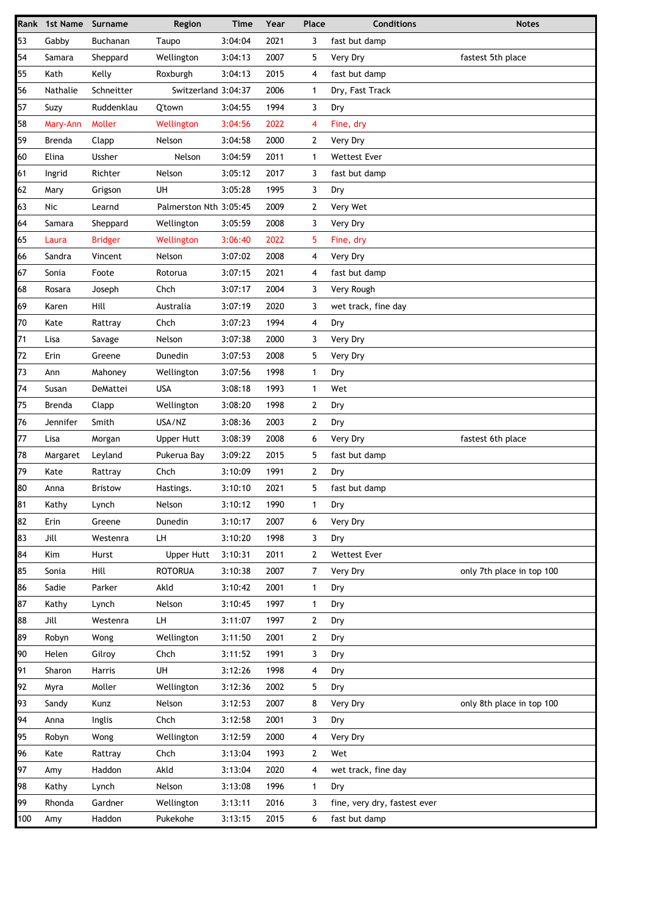| Rank | 1st Name | Surname | Region | Time | Year | Place | Conditions | Notes |
|---|---|---|---|---|---|---|---|---|
| 53 | Gabby | Buchanan | Taupo | 3:04:04 | 2021 | 3 | fast but damp | |
| 54 | Samara | Sheppard | Wellington | 3:04:13 | 2007 | 5 | Very Dry | fastest 5th place |
| 55 | Kath | Kelly | Roxburgh | 3:04:13 | 2015 | 4 | fast but damp | |
| 56 | Nathalie | Schneitter | Switzerland | 3:04:37 | 2006 | 1 | Dry, Fast Track | |
| 57 | Suzy | Ruddenklau | Q'town | 3:04:55 | 1994 | 3 | Dry | |
| 58 | Mary-Ann | Moller | Wellington | 3:04:56 | 2022 | 4 | Fine, dry | |
| 59 | Brenda | Clapp | Nelson | 3:04:58 | 2000 | 2 | Very Dry | |
| 60 | Elina | Ussher | Nelson | 3:04:59 | 2011 | 1 | Wettest Ever | |
| 61 | Ingrid | Richter | Nelson | 3:05:12 | 2017 | 3 | fast but damp | |
| 62 | Mary | Grigson | UH | 3:05:28 | 1995 | 3 | Dry | |
| 63 | Nic | Learnd | Palmerston Nth | 3:05:45 | 2009 | 2 | Very Wet | |
| 64 | Samara | Sheppard | Wellington | 3:05:59 | 2008 | 3 | Very Dry | |
| 65 | Laura | Bridger | Wellington | 3:06:40 | 2022 | 5 | Fine, dry | |
| 66 | Sandra | Vincent | Nelson | 3:07:02 | 2008 | 4 | Very Dry | |
| 67 | Sonia | Foote | Rotorua | 3:07:15 | 2021 | 4 | fast but damp | |
| 68 | Rosara | Joseph | Chch | 3:07:17 | 2004 | 3 | Very Rough | |
| 69 | Karen | Hill | Australia | 3:07:19 | 2020 | 3 | wet track, fine day | |
| 70 | Kate | Rattray | Chch | 3:07:23 | 1994 | 4 | Dry | |
| 71 | Lisa | Savage | Nelson | 3:07:38 | 2000 | 3 | Very Dry | |
| 72 | Erin | Greene | Dunedin | 3:07:53 | 2008 | 5 | Very Dry | |
| 73 | Ann | Mahoney | Wellington | 3:07:56 | 1998 | 1 | Dry | |
| 74 | Susan | DeMattei | USA | 3:08:18 | 1993 | 1 | Wet | |
| 75 | Brenda | Clapp | Wellington | 3:08:20 | 1998 | 2 | Dry | |
| 76 | Jennifer | Smith | USA/NZ | 3:08:36 | 2003 | 2 | Dry | |
| 77 | Lisa | Morgan | Upper Hutt | 3:08:39 | 2008 | 6 | Very Dry | fastest 6th place |
| 78 | Margaret | Leyland | Pukerua Bay | 3:09:22 | 2015 | 5 | fast but damp | |
| 79 | Kate | Rattray | Chch | 3:10:09 | 1991 | 2 | Dry | |
| 80 | Anna | Bristow | Hastings. | 3:10:10 | 2021 | 5 | fast but damp | |
| 81 | Kathy | Lynch | Nelson | 3:10:12 | 1990 | 1 | Dry | |
| 82 | Erin | Greene | Dunedin | 3:10:17 | 2007 | 6 | Very Dry | |
| 83 | Jill | Westenra | LH | 3:10:20 | 1998 | 3 | Dry | |
| 84 | Kim | Hurst | Upper Hutt | 3:10:31 | 2011 | 2 | Wettest Ever | |
| 85 | Sonia | Hill | ROTORUA | 3:10:38 | 2007 | 7 | Very Dry | only 7th place in top 100 |
| 86 | Sadie | Parker | Akld | 3:10:42 | 2001 | 1 | Dry | |
| 87 | Kathy | Lynch | Nelson | 3:10:45 | 1997 | 1 | Dry | |
| 88 | Jill | Westenra | LH | 3:11:07 | 1997 | 2 | Dry | |
| 89 | Robyn | Wong | Wellington | 3:11:50 | 2001 | 2 | Dry | |
| 90 | Helen | Gilroy | Chch | 3:11:52 | 1991 | 3 | Dry | |
| 91 | Sharon | Harris | UH | 3:12:26 | 1998 | 4 | Dry | |
| 92 | Myra | Moller | Wellington | 3:12:36 | 2002 | 5 | Dry | |
| 93 | Sandy | Kunz | Nelson | 3:12:53 | 2007 | 8 | Very Dry | only 8th place in top 100 |
| 94 | Anna | Inglis | Chch | 3:12:58 | 2001 | 3 | Dry | |
| 95 | Robyn | Wong | Wellington | 3:12:59 | 2000 | 4 | Very Dry | |
| 96 | Kate | Rattray | Chch | 3:13:04 | 1993 | 2 | Wet | |
| 97 | Amy | Haddon | Akld | 3:13:04 | 2020 | 4 | wet track, fine day | |
| 98 | Kathy | Lynch | Nelson | 3:13:08 | 1996 | 1 | Dry | |
| 99 | Rhonda | Gardner | Wellington | 3:13:11 | 2016 | 3 | fine, very dry, fastest ever | |
| 100 | Amy | Haddon | Pukekohe | 3:13:15 | 2015 | 6 | fast but damp | |